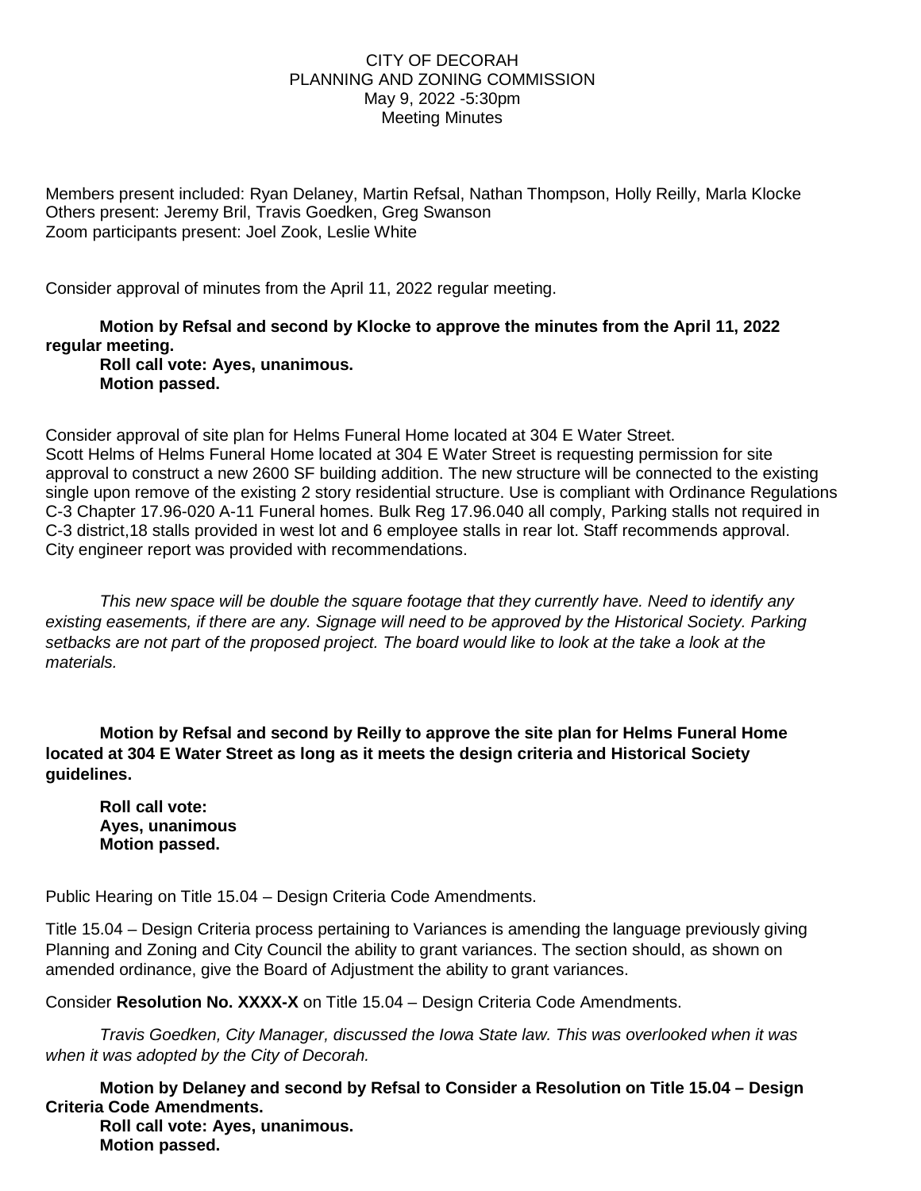CITY OF DECORAH
PLANNING AND ZONING COMMISSION
May 9, 2022 -5:30pm
Meeting Minutes

Members present included: Ryan Delaney, Martin Refsal, Nathan Thompson, Holly Reilly, Marla Klocke
Others present: Jeremy Bril, Travis Goedken, Greg Swanson
Zoom participants present: Joel Zook, Leslie White

Consider approval of minutes from the April 11, 2022 regular meeting.

**Motion by Refsal and second by Klocke to approve the minutes from the April 11, 2022 regular meeting.**
**Roll call vote: Ayes, unanimous.**
**Motion passed.**

Consider approval of site plan for Helms Funeral Home located at 304 E Water Street.
Scott Helms of Helms Funeral Home located at 304 E Water Street is requesting permission for site approval to construct a new 2600 SF building addition. The new structure will be connected to the existing single upon remove of the existing 2 story residential structure. Use is compliant with Ordinance Regulations C-3 Chapter 17.96-020 A-11 Funeral homes. Bulk Reg 17.96.040 all comply, Parking stalls not required in C-3 district,18 stalls provided in west lot and 6 employee stalls in rear lot. Staff recommends approval. City engineer report was provided with recommendations.

*This new space will be double the square footage that they currently have. Need to identify any existing easements, if there are any. Signage will need to be approved by the Historical Society. Parking setbacks are not part of the proposed project. The board would like to look at the take a look at the materials.*

**Motion by Refsal and second by Reilly to approve the site plan for Helms Funeral Home located at 304 E Water Street as long as it meets the design criteria and Historical Society guidelines.**

**Roll call vote:**
**Ayes, unanimous**
**Motion passed.**

Public Hearing on Title 15.04 – Design Criteria Code Amendments.

Title 15.04 – Design Criteria process pertaining to Variances is amending the language previously giving Planning and Zoning and City Council the ability to grant variances. The section should, as shown on amended ordinance, give the Board of Adjustment the ability to grant variances.

Consider **Resolution No. XXXX-X** on Title 15.04 – Design Criteria Code Amendments.

*Travis Goedken, City Manager, discussed the Iowa State law. This was overlooked when it was when it was adopted by the City of Decorah.*

**Motion by Delaney and second by Refsal to Consider a Resolution on Title 15.04 – Design Criteria Code Amendments.**
**Roll call vote: Ayes, unanimous.**
**Motion passed.**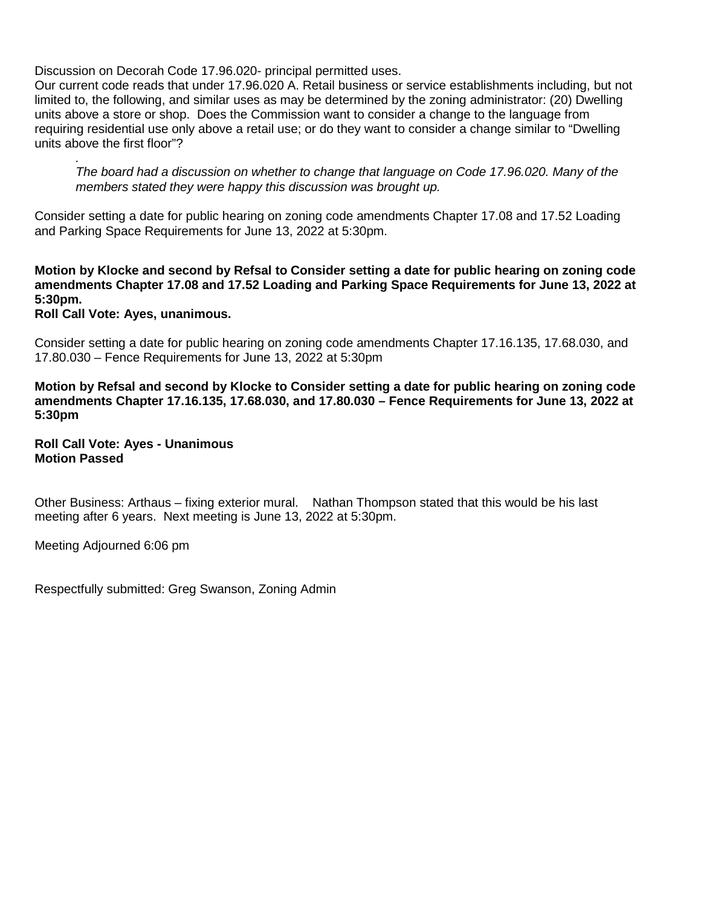Discussion on Decorah Code 17.96.020- principal permitted uses.
Our current code reads that under 17.96.020 A. Retail business or service establishments including, but not limited to, the following, and similar uses as may be determined by the zoning administrator: (20) Dwelling units above a store or shop. Does the Commission want to consider a change to the language from requiring residential use only above a retail use; or do they want to consider a change similar to "Dwelling units above the first floor"?

> .
> *The board had a discussion on whether to change that language on Code 17.96.020. Many of the members stated they were happy this discussion was brought up.*

Consider setting a date for public hearing on zoning code amendments Chapter 17.08 and 17.52 Loading and Parking Space Requirements for June 13, 2022 at 5:30pm.

**Motion by Klocke and second by Refsal to Consider setting a date for public hearing on zoning code amendments Chapter 17.08 and 17.52 Loading and Parking Space Requirements for June 13, 2022 at 5:30pm.**
**Roll Call Vote: Ayes, unanimous.**

Consider setting a date for public hearing on zoning code amendments Chapter 17.16.135, 17.68.030, and 17.80.030 – Fence Requirements for June 13, 2022 at 5:30pm

**Motion by Refsal and second by Klocke to Consider setting a date for public hearing on zoning code amendments Chapter 17.16.135, 17.68.030, and 17.80.030 – Fence Requirements for June 13, 2022 at 5:30pm**

**Roll Call Vote: Ayes - Unanimous**
**Motion Passed**

Other Business: Arthaus – fixing exterior mural. Nathan Thompson stated that this would be his last meeting after 6 years. Next meeting is June 13, 2022 at 5:30pm.

Meeting Adjourned 6:06 pm

Respectfully submitted: Greg Swanson, Zoning Admin